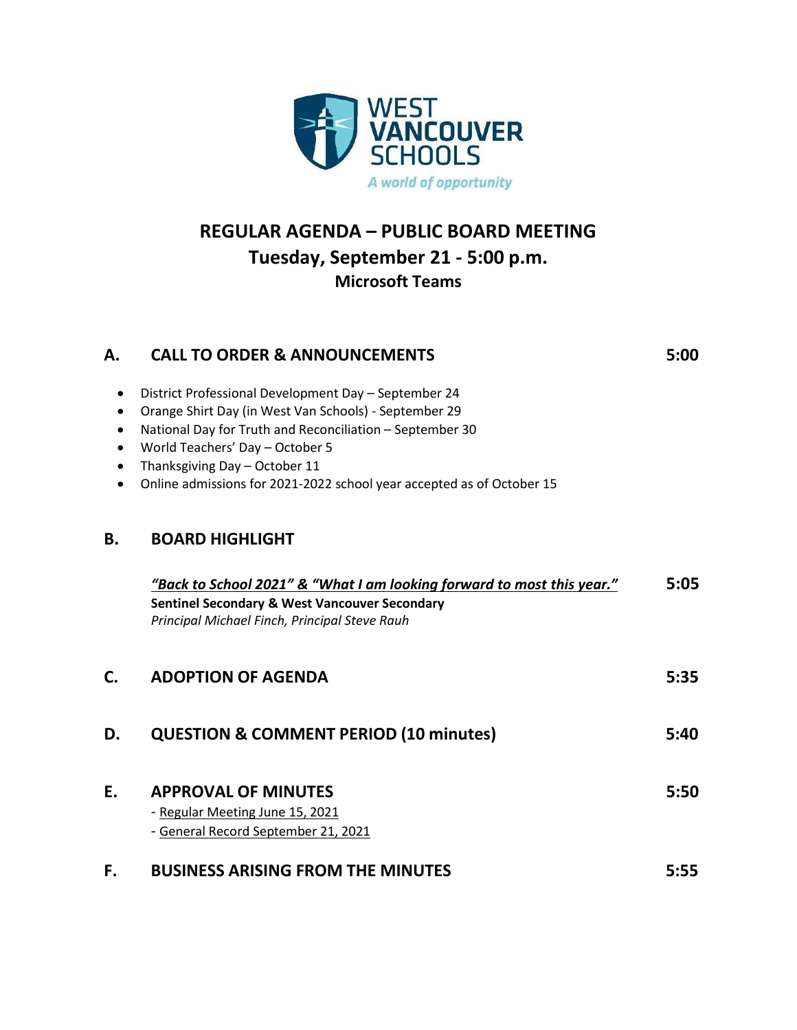WEST VANCOUVER SCHOOLS

*A world of opportunity*

# REGULAR AGENDA – PUBLIC BOARD MEETING
## Tuesday, September 21 - 5:00 p.m.
### Microsoft Teams

## A. CALL TO ORDER & ANNOUNCEMENTS 5:00

- District Professional Development Day – September 24
- Orange Shirt Day (in West Van Schools) - September 29
- National Day for Truth and Reconciliation – September 30
- World Teachers' Day – October 5
- Thanksgiving Day – October 11
- Online admissions for 2021-2022 school year accepted as of October 15

## B. BOARD HIGHLIGHT

*"Back to School 2021" & "What I am looking forward to most this year."* 5:05
**Sentinel Secondary & West Vancouver Secondary**
*Principal Michael Finch, Principal Steve Rauh*

## C. ADOPTION OF AGENDA 5:35

## D. QUESTION & COMMENT PERIOD (10 minutes) 5:40

## E. APPROVAL OF MINUTES 5:50

- Regular Meeting June 15, 2021
- General Record September 21, 2021

## F. BUSINESS ARISING FROM THE MINUTES 5:55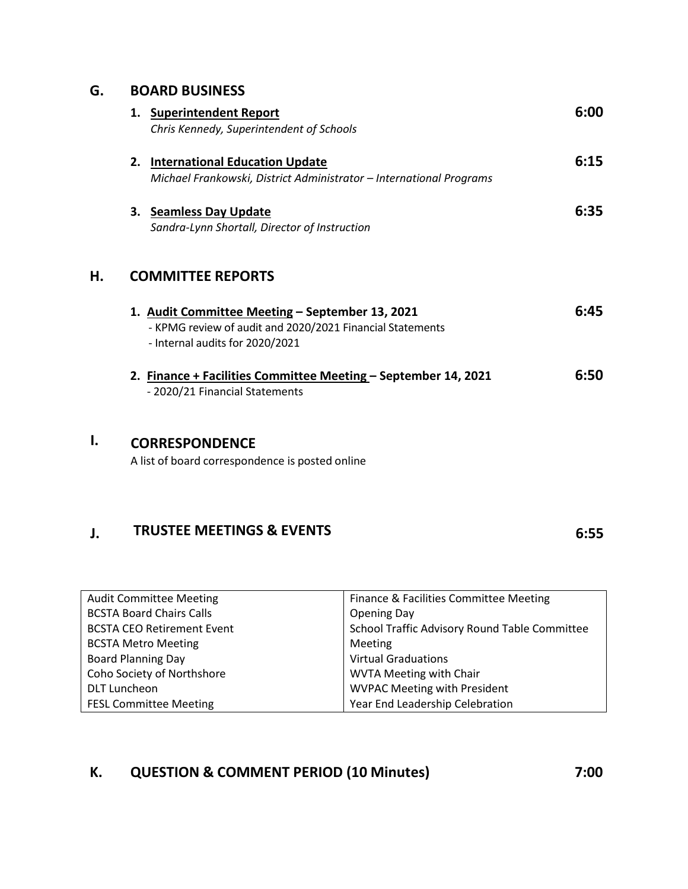## G. BOARD BUSINESS

1. **Superintendent Report** — **6:00**
   *Chris Kennedy, Superintendent of Schools*

2. **International Education Update** — **6:15**
   *Michael Frankowski, District Administrator – International Programs*

3. **Seamless Day Update** — **6:35**
   *Sandra-Lynn Shortall, Director of Instruction*

## H. COMMITTEE REPORTS

1. **Audit Committee Meeting – September 13, 2021** — **6:45**
   - KPMG review of audit and 2020/2021 Financial Statements
   - Internal audits for 2020/2021

2. **Finance + Facilities Committee Meeting – September 14, 2021** — **6:50**
   - 2020/21 Financial Statements

## I. CORRESPONDENCE

A list of board correspondence is posted online

## J. TRUSTEE MEETINGS & EVENTS — 6:55

| | |
|---|---|
| Audit Committee Meeting | Finance & Facilities Committee Meeting |
| BCSTA Board Chairs Calls | Opening Day |
| BCSTA CEO Retirement Event | School Traffic Advisory Round Table Committee Meeting |
| BCSTA Metro Meeting | Virtual Graduations |
| Board Planning Day | WVTA Meeting with Chair |
| Coho Society of Northshore | WVPAC Meeting with President |
| DLT Luncheon | Year End Leadership Celebration |
| FESL Committee Meeting | |

## K. QUESTION & COMMENT PERIOD (10 Minutes) — 7:00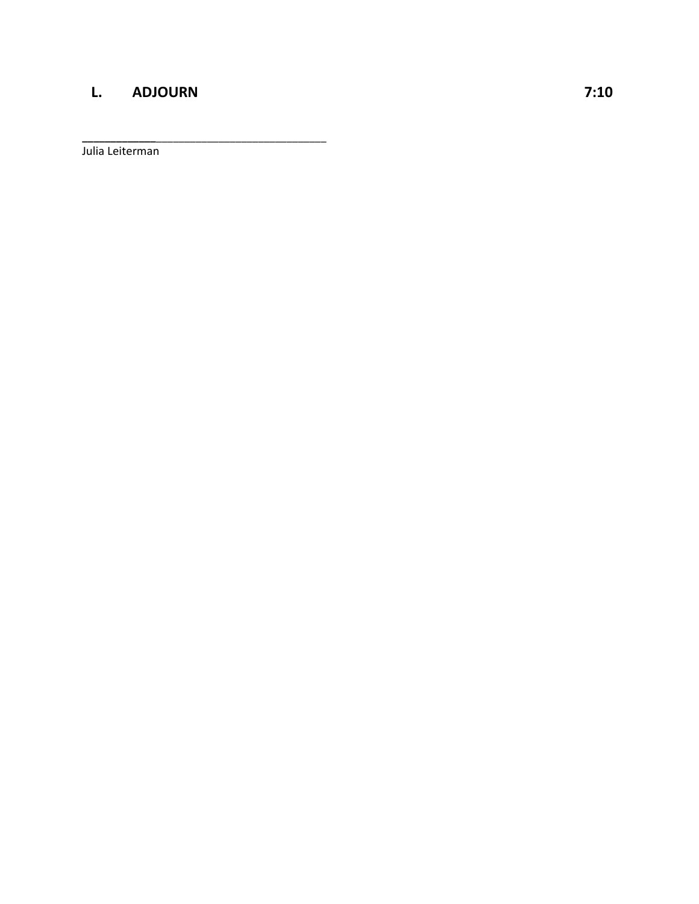## L. ADJOURN 7:10

\_\_\_\_\_\_\_\_\_\_\_\_\_\_\_\_\_\_\_\_\_\_\_\_\_\_\_\_\_\_\_\_\_\_\_\_\_\_\_\_

Julia Leiterman